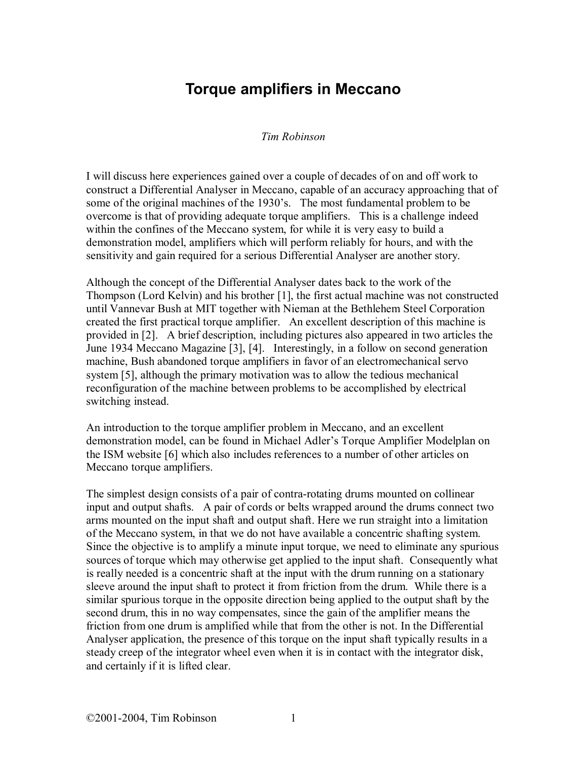# Torque amplifiers in Meccano

*Tim Robinson*

I will discuss here experiences gained over a couple of decades of on and off work to construct a Differential Analyser in Meccano, capable of an accuracy approaching that of some of the original machines of the 1930's. The most fundamental problem to be overcome is that of providing adequate torque amplifiers. This is a challenge indeed within the confines of the Meccano system, for while it is very easy to build a demonstration model, amplifiers which will perform reliably for hours, and with the sensitivity and gain required for a serious Differential Analyser are another story.

Although the concept of the Differential Analyser dates back to the work of the Thompson (Lord Kelvin) and his brother [1], the first actual machine was not constructed until Vannevar Bush at MIT together with Nieman at the Bethlehem Steel Corporation created the first practical torque amplifier. An excellent description of this machine is provided in [2]. A brief description, including pictures also appeared in two articles the June 1934 Meccano Magazine [3], [4]. Interestingly, in a follow on second generation machine, Bush abandoned torque amplifiers in favor of an electromechanical servo system [5], although the primary motivation was to allow the tedious mechanical reconfiguration of the machine between problems to be accomplished by electrical switching instead.

An introduction to the torque amplifier problem in Meccano, and an excellent demonstration model, can be found in Michael Adler's Torque Amplifier Modelplan on the ISM website [6] which also includes references to a number of other articles on Meccano torque amplifiers.

The simplest design consists of a pair of contra-rotating drums mounted on collinear input and output shafts. A pair of cords or belts wrapped around the drums connect two arms mounted on the input shaft and output shaft. Here we run straight into a limitation of the Meccano system, in that we do not have available a concentric shafting system. Since the objective is to amplify a minute input torque, we need to eliminate any spurious sources of torque which may otherwise get applied to the input shaft. Consequently what is really needed is a concentric shaft at the input with the drum running on a stationary sleeve around the input shaft to protect it from friction from the drum. While there is a similar spurious torque in the opposite direction being applied to the output shaft by the second drum, this in no way compensates, since the gain of the amplifier means the friction from one drum is amplified while that from the other is not. In the Differential Analyser application, the presence of this torque on the input shaft typically results in a steady creep of the integrator wheel even when it is in contact with the integrator disk, and certainly if it is lifted clear.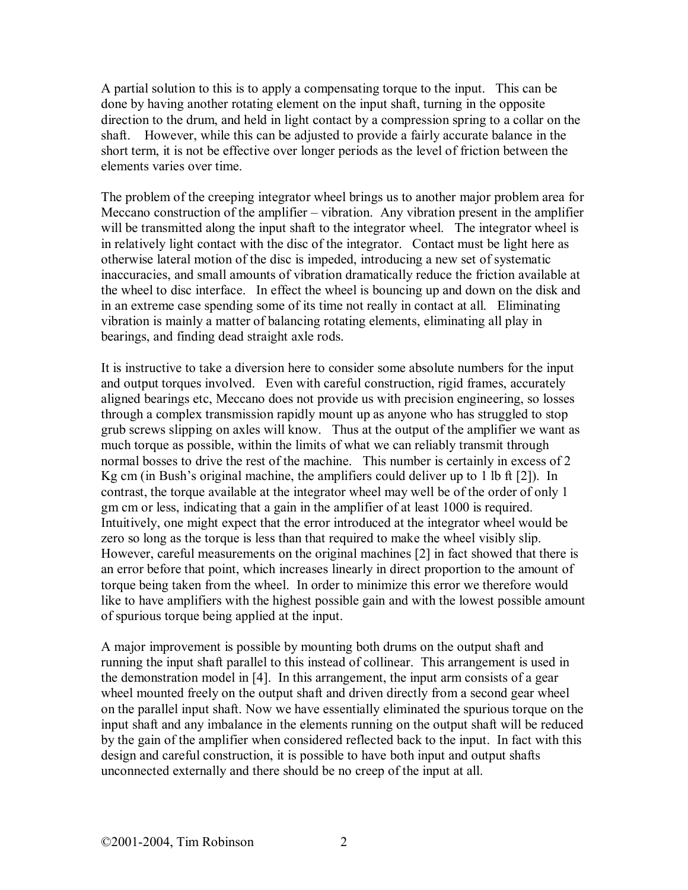A partial solution to this is to apply a compensating torque to the input. This can be done by having another rotating element on the input shaft, turning in the opposite direction to the drum, and held in light contact by a compression spring to a collar on the shaft. However, while this can be adjusted to provide a fairly accurate balance in the short term, it is not be effective over longer periods as the level of friction between the elements varies over time.

The problem of the creeping integrator wheel brings us to another major problem area for Meccano construction of the amplifier – vibration. Any vibration present in the amplifier will be transmitted along the input shaft to the integrator wheel. The integrator wheel is in relatively light contact with the disc of the integrator. Contact must be light here as otherwise lateral motion of the disc is impeded, introducing a new set of systematic inaccuracies, and small amounts of vibration dramatically reduce the friction available at the wheel to disc interface. In effect the wheel is bouncing up and down on the disk and in an extreme case spending some of its time not really in contact at all. Eliminating vibration is mainly a matter of balancing rotating elements, eliminating all play in bearings, and finding dead straight axle rods.

It is instructive to take a diversion here to consider some absolute numbers for the input and output torques involved. Even with careful construction, rigid frames, accurately aligned bearings etc, Meccano does not provide us with precision engineering, so losses through a complex transmission rapidly mount up as anyone who has struggled to stop grub screws slipping on axles will know. Thus at the output of the amplifier we want as much torque as possible, within the limits of what we can reliably transmit through normal bosses to drive the rest of the machine. This number is certainly in excess of 2 Kg cm (in Bush's original machine, the amplifiers could deliver up to 1 lb ft [2]). In contrast, the torque available at the integrator wheel may well be of the order of only 1 gm cm or less, indicating that a gain in the amplifier of at least 1000 is required. Intuitively, one might expect that the error introduced at the integrator wheel would be zero so long as the torque is less than that required to make the wheel visibly slip. However, careful measurements on the original machines [2] in fact showed that there is an error before that point, which increases linearly in direct proportion to the amount of torque being taken from the wheel. In order to minimize this error we therefore would like to have amplifiers with the highest possible gain and with the lowest possible amount of spurious torque being applied at the input.

A major improvement is possible by mounting both drums on the output shaft and running the input shaft parallel to this instead of collinear. This arrangement is used in the demonstration model in [4]. In this arrangement, the input arm consists of a gear wheel mounted freely on the output shaft and driven directly from a second gear wheel on the parallel input shaft. Now we have essentially eliminated the spurious torque on the input shaft and any imbalance in the elements running on the output shaft will be reduced by the gain of the amplifier when considered reflected back to the input. In fact with this design and careful construction, it is possible to have both input and output shafts unconnected externally and there should be no creep of the input at all.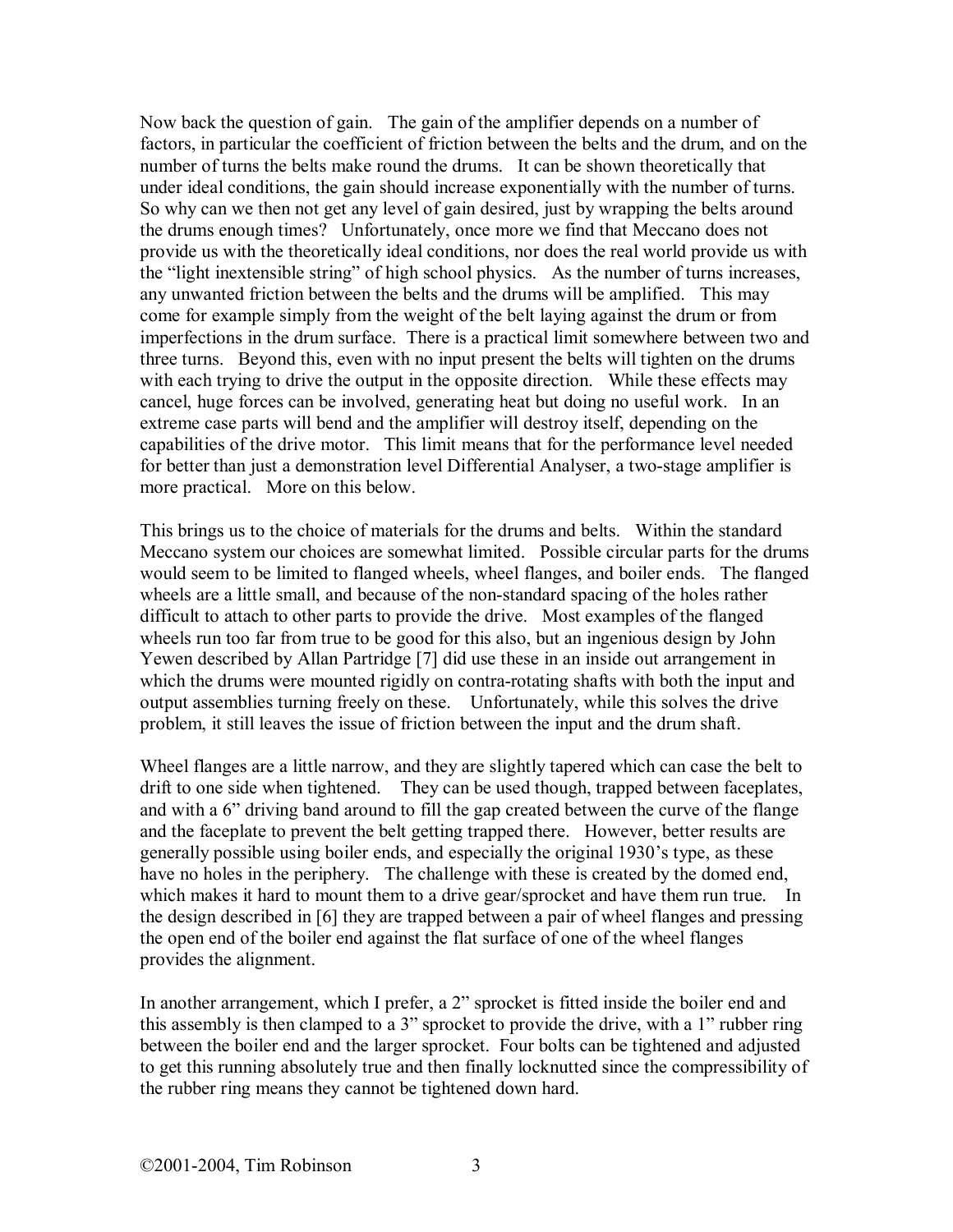Now back the question of gain. The gain of the amplifier depends on a number of factors, in particular the coefficient of friction between the belts and the drum, and on the number of turns the belts make round the drums. It can be shown theoretically that under ideal conditions, the gain should increase exponentially with the number of turns. So why can we then not get any level of gain desired, just by wrapping the belts around the drums enough times? Unfortunately, once more we find that Meccano does not provide us with the theoretically ideal conditions, nor does the real world provide us with the "light inextensible string" of high school physics. As the number of turns increases, any unwanted friction between the belts and the drums will be amplified. This may come for example simply from the weight of the belt laying against the drum or from imperfections in the drum surface. There is a practical limit somewhere between two and three turns. Beyond this, even with no input present the belts will tighten on the drums with each trying to drive the output in the opposite direction. While these effects may cancel, huge forces can be involved, generating heat but doing no useful work. In an extreme case parts will bend and the amplifier will destroy itself, depending on the capabilities of the drive motor. This limit means that for the performance level needed for better than just a demonstration level Differential Analyser, a two-stage amplifier is more practical. More on this below.

This brings us to the choice of materials for the drums and belts. Within the standard Meccano system our choices are somewhat limited. Possible circular parts for the drums would seem to be limited to flanged wheels, wheel flanges, and boiler ends. The flanged wheels are a little small, and because of the non-standard spacing of the holes rather difficult to attach to other parts to provide the drive. Most examples of the flanged wheels run too far from true to be good for this also, but an ingenious design by John Yewen described by Allan Partridge [7] did use these in an inside out arrangement in which the drums were mounted rigidly on contra-rotating shafts with both the input and output assemblies turning freely on these. Unfortunately, while this solves the drive problem, it still leaves the issue of friction between the input and the drum shaft.

Wheel flanges are a little narrow, and they are slightly tapered which can case the belt to drift to one side when tightened. They can be used though, trapped between faceplates, and with a 6" driving band around to fill the gap created between the curve of the flange and the faceplate to prevent the belt getting trapped there. However, better results are generally possible using boiler ends, and especially the original 1930's type, as these have no holes in the periphery. The challenge with these is created by the domed end, which makes it hard to mount them to a drive gear/sprocket and have them run true. In the design described in [6] they are trapped between a pair of wheel flanges and pressing the open end of the boiler end against the flat surface of one of the wheel flanges provides the alignment.

In another arrangement, which I prefer, a 2" sprocket is fitted inside the boiler end and this assembly is then clamped to a 3" sprocket to provide the drive, with a 1" rubber ring between the boiler end and the larger sprocket. Four bolts can be tightened and adjusted to get this running absolutely true and then finally locknutted since the compressibility of the rubber ring means they cannot be tightened down hard.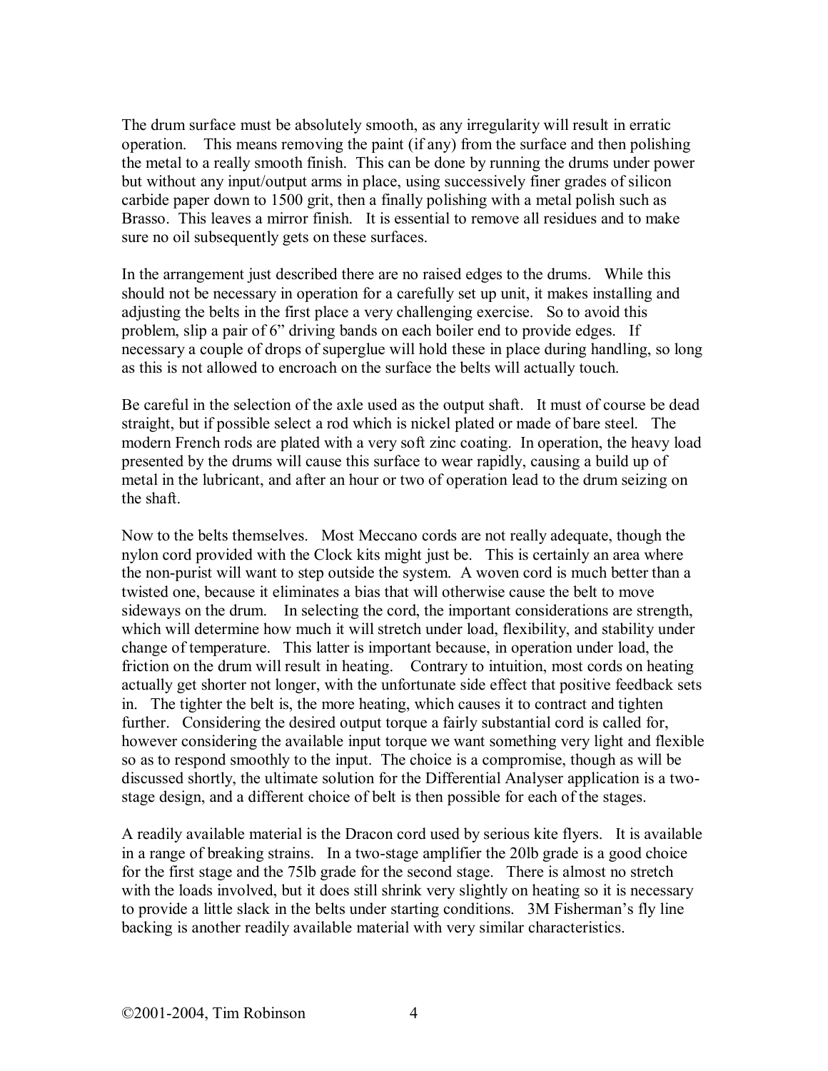The drum surface must be absolutely smooth, as any irregularity will result in erratic operation. This means removing the paint (if any) from the surface and then polishing the metal to a really smooth finish. This can be done by running the drums under power but without any input/output arms in place, using successively finer grades of silicon carbide paper down to 1500 grit, then a finally polishing with a metal polish such as Brasso. This leaves a mirror finish. It is essential to remove all residues and to make sure no oil subsequently gets on these surfaces.

In the arrangement just described there are no raised edges to the drums. While this should not be necessary in operation for a carefully set up unit, it makes installing and adjusting the belts in the first place a very challenging exercise. So to avoid this problem, slip a pair of 6" driving bands on each boiler end to provide edges. If necessary a couple of drops of superglue will hold these in place during handling, so long as this is not allowed to encroach on the surface the belts will actually touch.

Be careful in the selection of the axle used as the output shaft. It must of course be dead straight, but if possible select a rod which is nickel plated or made of bare steel. The modern French rods are plated with a very soft zinc coating. In operation, the heavy load presented by the drums will cause this surface to wear rapidly, causing a build up of metal in the lubricant, and after an hour or two of operation lead to the drum seizing on the shaft.

Now to the belts themselves. Most Meccano cords are not really adequate, though the nylon cord provided with the Clock kits might just be. This is certainly an area where the non-purist will want to step outside the system. A woven cord is much better than a twisted one, because it eliminates a bias that will otherwise cause the belt to move sideways on the drum. In selecting the cord, the important considerations are strength, which will determine how much it will stretch under load, flexibility, and stability under change of temperature. This latter is important because, in operation under load, the friction on the drum will result in heating. Contrary to intuition, most cords on heating actually get shorter not longer, with the unfortunate side effect that positive feedback sets in. The tighter the belt is, the more heating, which causes it to contract and tighten further. Considering the desired output torque a fairly substantial cord is called for, however considering the available input torque we want something very light and flexible so as to respond smoothly to the input. The choice is a compromise, though as will be discussed shortly, the ultimate solution for the Differential Analyser application is a two-stage design, and a different choice of belt is then possible for each of the stages.

A readily available material is the Dracon cord used by serious kite flyers. It is available in a range of breaking strains. In a two-stage amplifier the 20lb grade is a good choice for the first stage and the 75lb grade for the second stage. There is almost no stretch with the loads involved, but it does still shrink very slightly on heating so it is necessary to provide a little slack in the belts under starting conditions. 3M Fisherman's fly line backing is another readily available material with very similar characteristics.

©2001-2004, Tim Robinson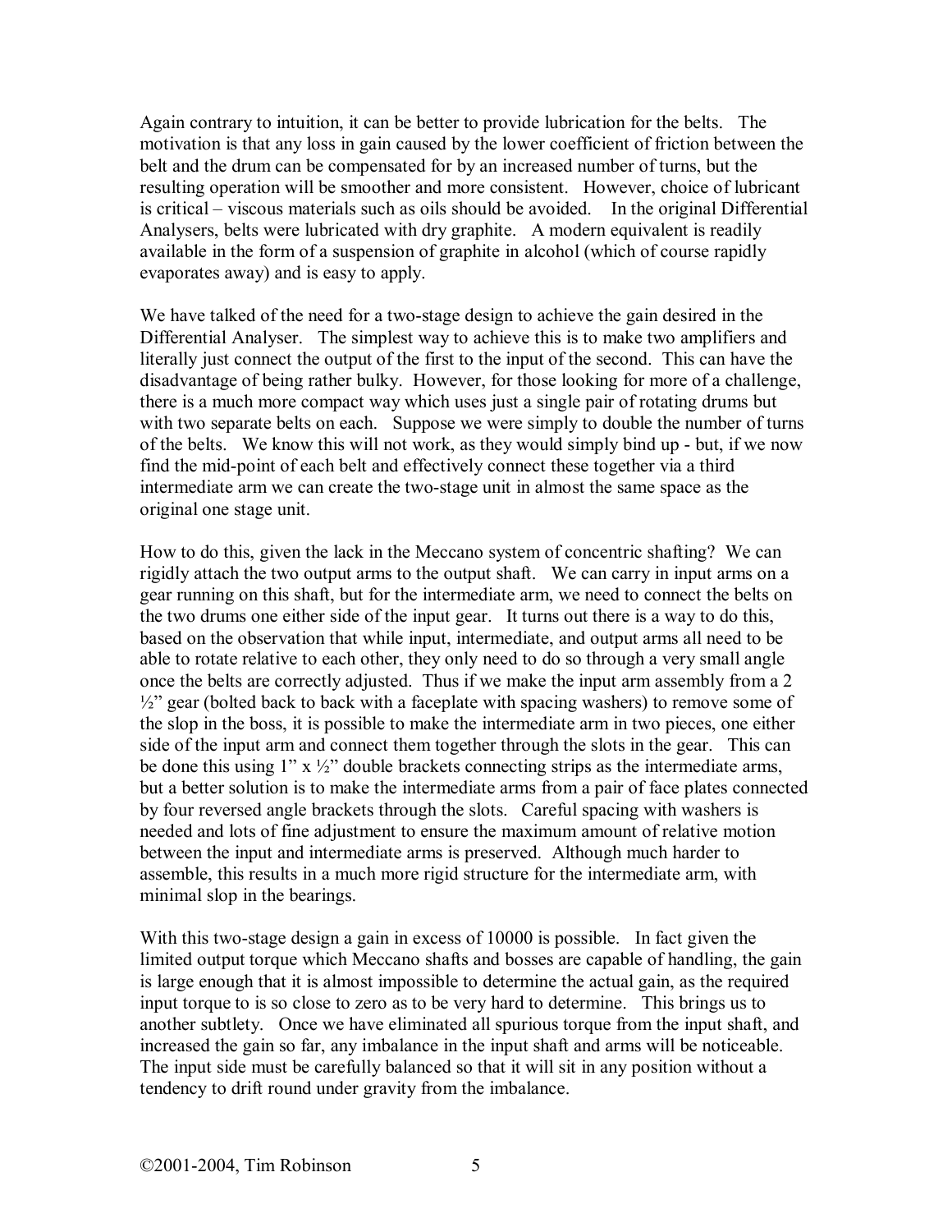Again contrary to intuition, it can be better to provide lubrication for the belts. The motivation is that any loss in gain caused by the lower coefficient of friction between the belt and the drum can be compensated for by an increased number of turns, but the resulting operation will be smoother and more consistent. However, choice of lubricant is critical – viscous materials such as oils should be avoided. In the original Differential Analysers, belts were lubricated with dry graphite. A modern equivalent is readily available in the form of a suspension of graphite in alcohol (which of course rapidly evaporates away) and is easy to apply.

We have talked of the need for a two-stage design to achieve the gain desired in the Differential Analyser. The simplest way to achieve this is to make two amplifiers and literally just connect the output of the first to the input of the second. This can have the disadvantage of being rather bulky. However, for those looking for more of a challenge, there is a much more compact way which uses just a single pair of rotating drums but with two separate belts on each. Suppose we were simply to double the number of turns of the belts. We know this will not work, as they would simply bind up - but, if we now find the mid-point of each belt and effectively connect these together via a third intermediate arm we can create the two-stage unit in almost the same space as the original one stage unit.

How to do this, given the lack in the Meccano system of concentric shafting? We can rigidly attach the two output arms to the output shaft. We can carry in input arms on a gear running on this shaft, but for the intermediate arm, we need to connect the belts on the two drums one either side of the input gear. It turns out there is a way to do this, based on the observation that while input, intermediate, and output arms all need to be able to rotate relative to each other, they only need to do so through a very small angle once the belts are correctly adjusted. Thus if we make the input arm assembly from a 2 ½" gear (bolted back to back with a faceplate with spacing washers) to remove some of the slop in the boss, it is possible to make the intermediate arm in two pieces, one either side of the input arm and connect them together through the slots in the gear. This can be done this using 1" x ½" double brackets connecting strips as the intermediate arms, but a better solution is to make the intermediate arms from a pair of face plates connected by four reversed angle brackets through the slots. Careful spacing with washers is needed and lots of fine adjustment to ensure the maximum amount of relative motion between the input and intermediate arms is preserved. Although much harder to assemble, this results in a much more rigid structure for the intermediate arm, with minimal slop in the bearings.

With this two-stage design a gain in excess of 10000 is possible. In fact given the limited output torque which Meccano shafts and bosses are capable of handling, the gain is large enough that it is almost impossible to determine the actual gain, as the required input torque to is so close to zero as to be very hard to determine. This brings us to another subtlety. Once we have eliminated all spurious torque from the input shaft, and increased the gain so far, any imbalance in the input shaft and arms will be noticeable. The input side must be carefully balanced so that it will sit in any position without a tendency to drift round under gravity from the imbalance.

©2001-2004, Tim Robinson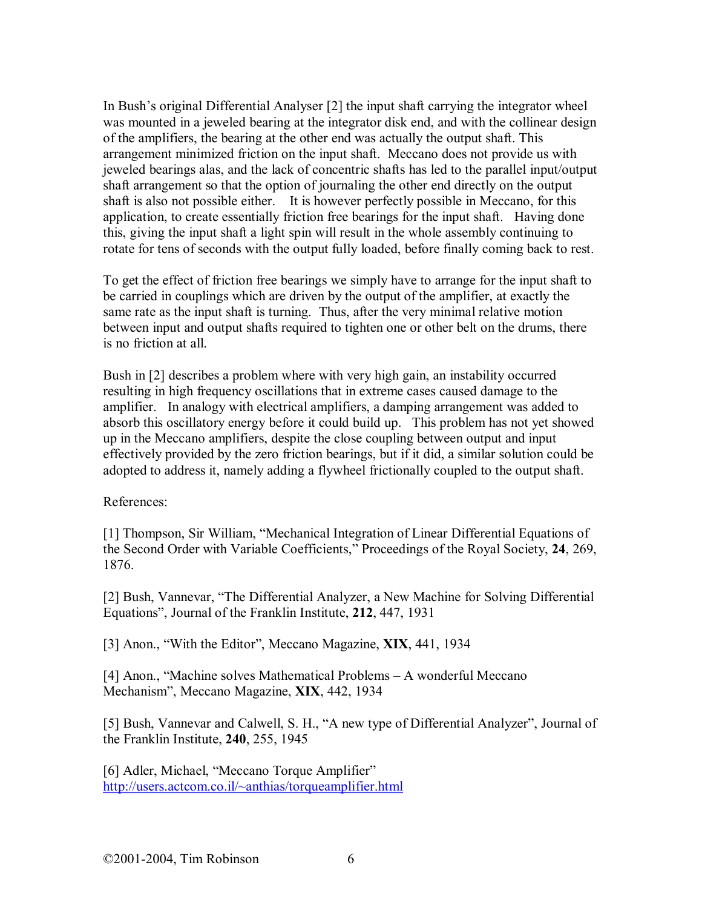In Bush's original Differential Analyser [2] the input shaft carrying the integrator wheel was mounted in a jeweled bearing at the integrator disk end, and with the collinear design of the amplifiers, the bearing at the other end was actually the output shaft. This arrangement minimized friction on the input shaft. Meccano does not provide us with jeweled bearings alas, and the lack of concentric shafts has led to the parallel input/output shaft arrangement so that the option of journaling the other end directly on the output shaft is also not possible either. It is however perfectly possible in Meccano, for this application, to create essentially friction free bearings for the input shaft. Having done this, giving the input shaft a light spin will result in the whole assembly continuing to rotate for tens of seconds with the output fully loaded, before finally coming back to rest.

To get the effect of friction free bearings we simply have to arrange for the input shaft to be carried in couplings which are driven by the output of the amplifier, at exactly the same rate as the input shaft is turning. Thus, after the very minimal relative motion between input and output shafts required to tighten one or other belt on the drums, there is no friction at all.

Bush in [2] describes a problem where with very high gain, an instability occurred resulting in high frequency oscillations that in extreme cases caused damage to the amplifier. In analogy with electrical amplifiers, a damping arrangement was added to absorb this oscillatory energy before it could build up. This problem has not yet showed up in the Meccano amplifiers, despite the close coupling between output and input effectively provided by the zero friction bearings, but if it did, a similar solution could be adopted to address it, namely adding a flywheel frictionally coupled to the output shaft.

References:

[1] Thompson, Sir William, "Mechanical Integration of Linear Differential Equations of the Second Order with Variable Coefficients," Proceedings of the Royal Society, **24**, 269, 1876.

[2] Bush, Vannevar, "The Differential Analyzer, a New Machine for Solving Differential Equations", Journal of the Franklin Institute, **212**, 447, 1931

[3] Anon., "With the Editor", Meccano Magazine, **XIX**, 441, 1934

[4] Anon., "Machine solves Mathematical Problems – A wonderful Meccano Mechanism", Meccano Magazine, **XIX**, 442, 1934

[5] Bush, Vannevar and Calwell, S. H., "A new type of Differential Analyzer", Journal of the Franklin Institute, **240**, 255, 1945

[6] Adler, Michael, "Meccano Torque Amplifier" http://users.actcom.co.il/~anthias/torqueamplifier.html

©2001-2004, Tim Robinson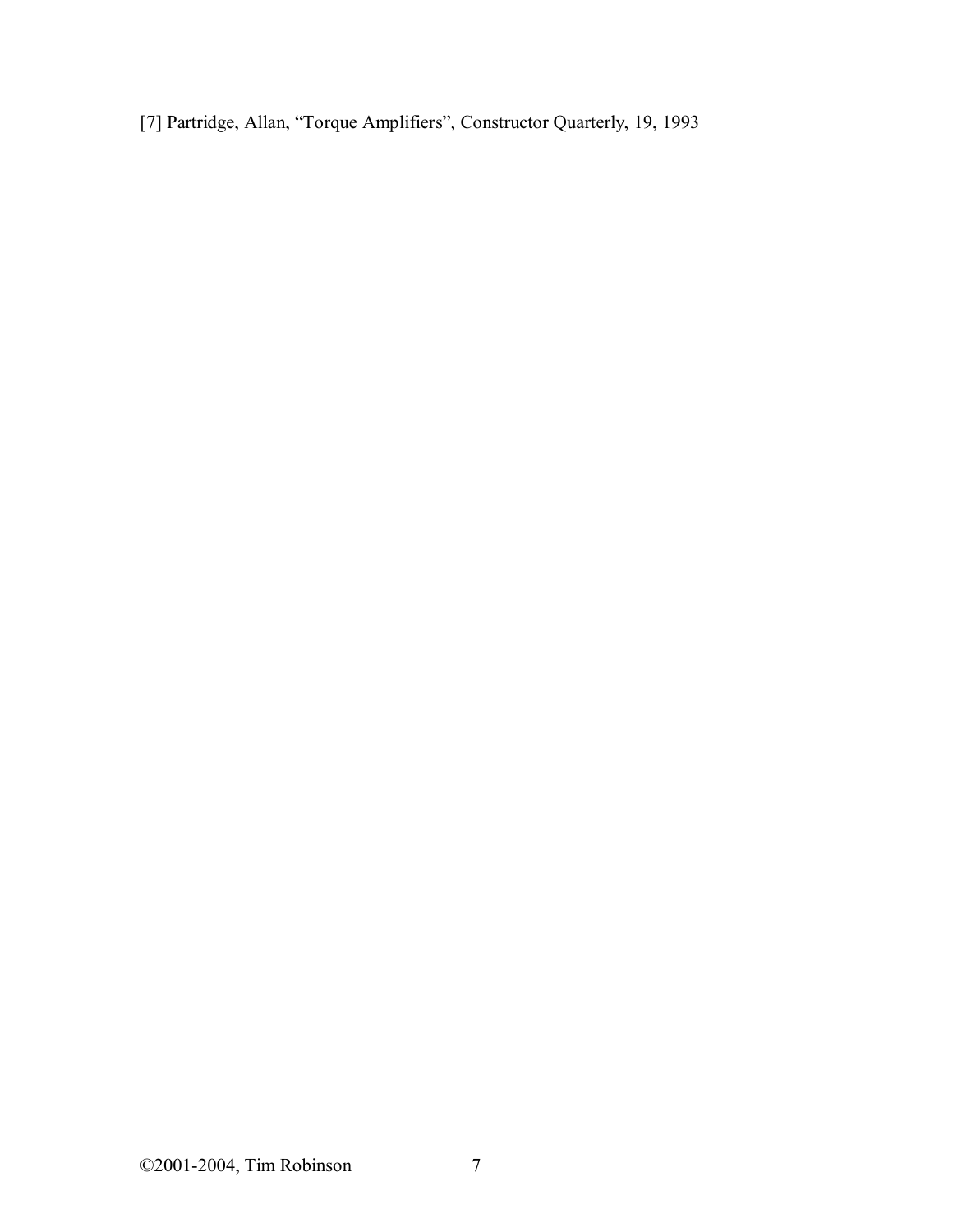[7] Partridge, Allan, "Torque Amplifiers", Constructor Quarterly, 19, 1993

©2001-2004, Tim Robinson